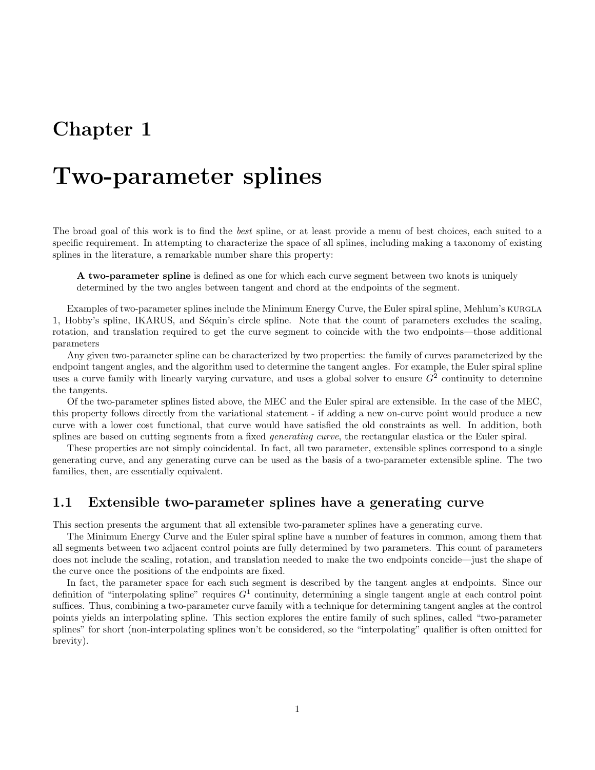# Chapter 1

# Two-parameter splines

The broad goal of this work is to find the *best* spline, or at least provide a menu of best choices, each suited to a specific requirement. In attempting to characterize the space of all splines, including making a taxonomy of existing splines in the literature, a remarkable number share this property:

> **A two-parameter spline** is defined as one for which each curve segment between two knots is uniquely determined by the two angles between tangent and chord at the endpoints of the segment.

Examples of two-parameter splines include the Minimum Energy Curve, the Euler spiral spline, Mehlum's KURGLA 1, Hobby's spline, IKARUS, and Séquin's circle spline. Note that the count of parameters excludes the scaling, rotation, and translation required to get the curve segment to coincide with the two endpoints—those additional parameters

Any given two-parameter spline can be characterized by two properties: the family of curves parameterized by the endpoint tangent angles, and the algorithm used to determine the tangent angles. For example, the Euler spiral spline uses a curve family with linearly varying curvature, and uses a global solver to ensure $G^2$ continuity to determine the tangents.

Of the two-parameter splines listed above, the MEC and the Euler spiral are extensible. In the case of the MEC, this property follows directly from the variational statement - if adding a new on-curve point would produce a new curve with a lower cost functional, that curve would have satisfied the old constraints as well. In addition, both splines are based on cutting segments from a fixed *generating curve*, the rectangular elastica or the Euler spiral.

These properties are not simply coincidental. In fact, all two parameter, extensible splines correspond to a single generating curve, and any generating curve can be used as the basis of a two-parameter extensible spline. The two families, then, are essentially equivalent.

## 1.1 Extensible two-parameter splines have a generating curve

This section presents the argument that all extensible two-parameter splines have a generating curve.

The Minimum Energy Curve and the Euler spiral spline have a number of features in common, among them that all segments between two adjacent control points are fully determined by two parameters. This count of parameters does not include the scaling, rotation, and translation needed to make the two endpoints concide—just the shape of the curve once the positions of the endpoints are fixed.

In fact, the parameter space for each such segment is described by the tangent angles at endpoints. Since our definition of "interpolating spline" requires $G^1$ continuity, determining a single tangent angle at each control point suffices. Thus, combining a two-parameter curve family with a technique for determining tangent angles at the control points yields an interpolating spline. This section explores the entire family of such splines, called "two-parameter splines" for short (non-interpolating splines won't be considered, so the "interpolating" qualifier is often omitted for brevity).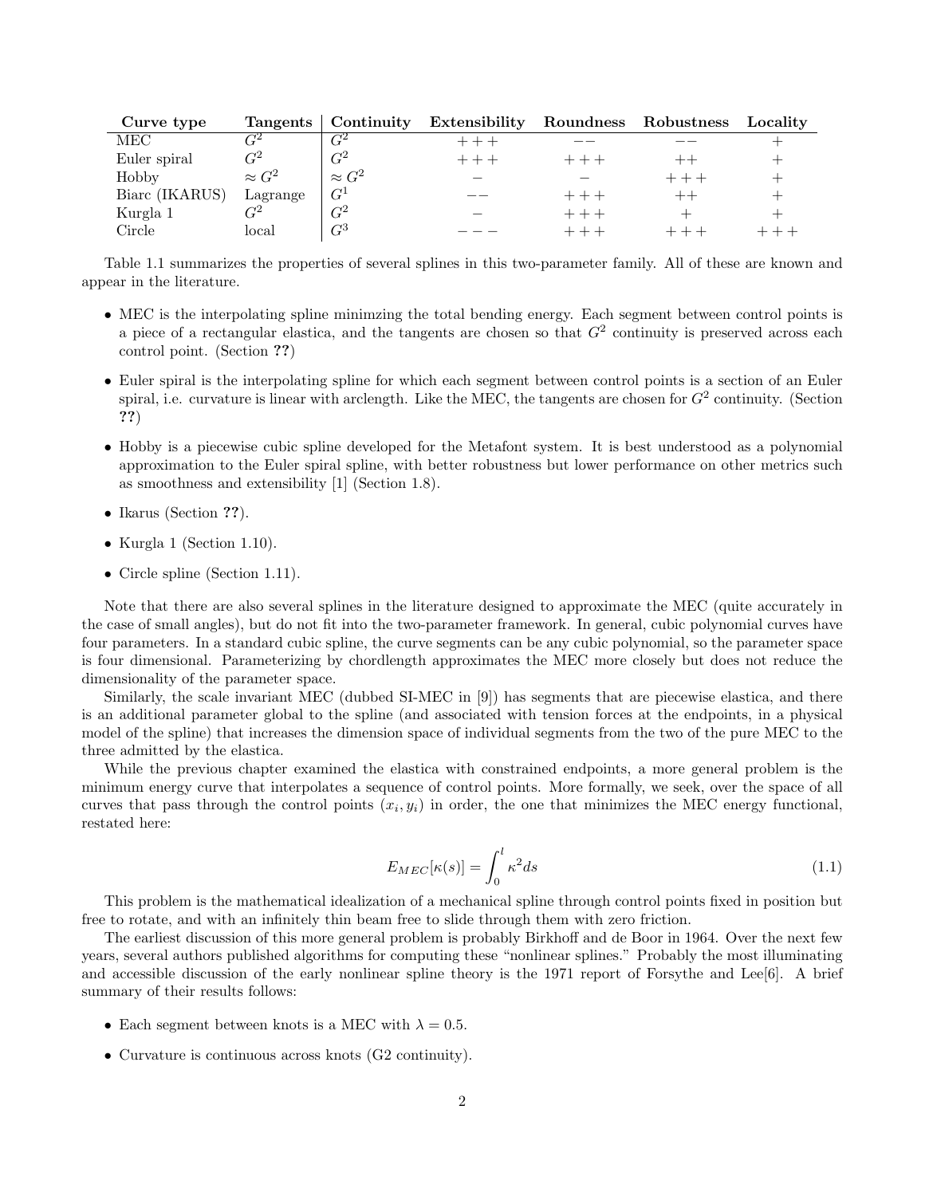| Curve type | Tangents | Continuity | Extensibility | Roundness | Robustness | Locality |
|---|---|---|---|---|---|---|
| MEC | $G^2$ | $G^2$ | $+++$ | $--$ | $--$ | $+$ |
| Euler spiral | $G^2$ | $G^2$ | $+++$ | $+++$ | $++$ | $+$ |
| Hobby | $\approx G^2$ | $\approx G^2$ | $-$ | $-$ | $+++$ | $+$ |
| Biarc (IKARUS) | Lagrange | $G^1$ | $--$ | $+++$ | $++$ | $+$ |
| Kurgla 1 | $G^2$ | $G^2$ | $-$ | $+++$ | $+$ | $+$ |
| Circle | local | $G^3$ | $---$ | $+++$ | $+++$ | $+++$ |

Table 1.1 summarizes the properties of several splines in this two-parameter family. All of these are known and appear in the literature.

- MEC is the interpolating spline minimzing the total bending energy. Each segment between control points is a piece of a rectangular elastica, and the tangents are chosen so that $G^2$ continuity is preserved across each control point. (Section **??**)
- Euler spiral is the interpolating spline for which each segment between control points is a section of an Euler spiral, i.e. curvature is linear with arclength. Like the MEC, the tangents are chosen for $G^2$ continuity. (Section **??**)
- Hobby is a piecewise cubic spline developed for the Metafont system. It is best understood as a polynomial approximation to the Euler spiral spline, with better robustness but lower performance on other metrics such as smoothness and extensibility [1] (Section 1.8).
- Ikarus (Section **??**).
- Kurgla 1 (Section 1.10).
- Circle spline (Section 1.11).

Note that there are also several splines in the literature designed to approximate the MEC (quite accurately in the case of small angles), but do not fit into the two-parameter framework. In general, cubic polynomial curves have four parameters. In a standard cubic spline, the curve segments can be any cubic polynomial, so the parameter space is four dimensional. Parameterizing by chordlength approximates the MEC more closely but does not reduce the dimensionality of the parameter space.

Similarly, the scale invariant MEC (dubbed SI-MEC in [9]) has segments that are piecewise elastica, and there is an additional parameter global to the spline (and associated with tension forces at the endpoints, in a physical model of the spline) that increases the dimension space of individual segments from the two of the pure MEC to the three admitted by the elastica.

While the previous chapter examined the elastica with constrained endpoints, a more general problem is the minimum energy curve that interpolates a sequence of control points. More formally, we seek, over the space of all curves that pass through the control points $(x_i, y_i)$ in order, the one that minimizes the MEC energy functional, restated here:

$$E_{MEC}[\kappa(s)] = \int_0^l \kappa^2 ds \tag{1.1}$$

This problem is the mathematical idealization of a mechanical spline through control points fixed in position but free to rotate, and with an infinitely thin beam free to slide through them with zero friction.

The earliest discussion of this more general problem is probably Birkhoff and de Boor in 1964. Over the next few years, several authors published algorithms for computing these "nonlinear splines." Probably the most illuminating and accessible discussion of the early nonlinear spline theory is the 1971 report of Forsythe and Lee[6]. A brief summary of their results follows:

- Each segment between knots is a MEC with $\lambda = 0.5$.
- Curvature is continuous across knots (G2 continuity).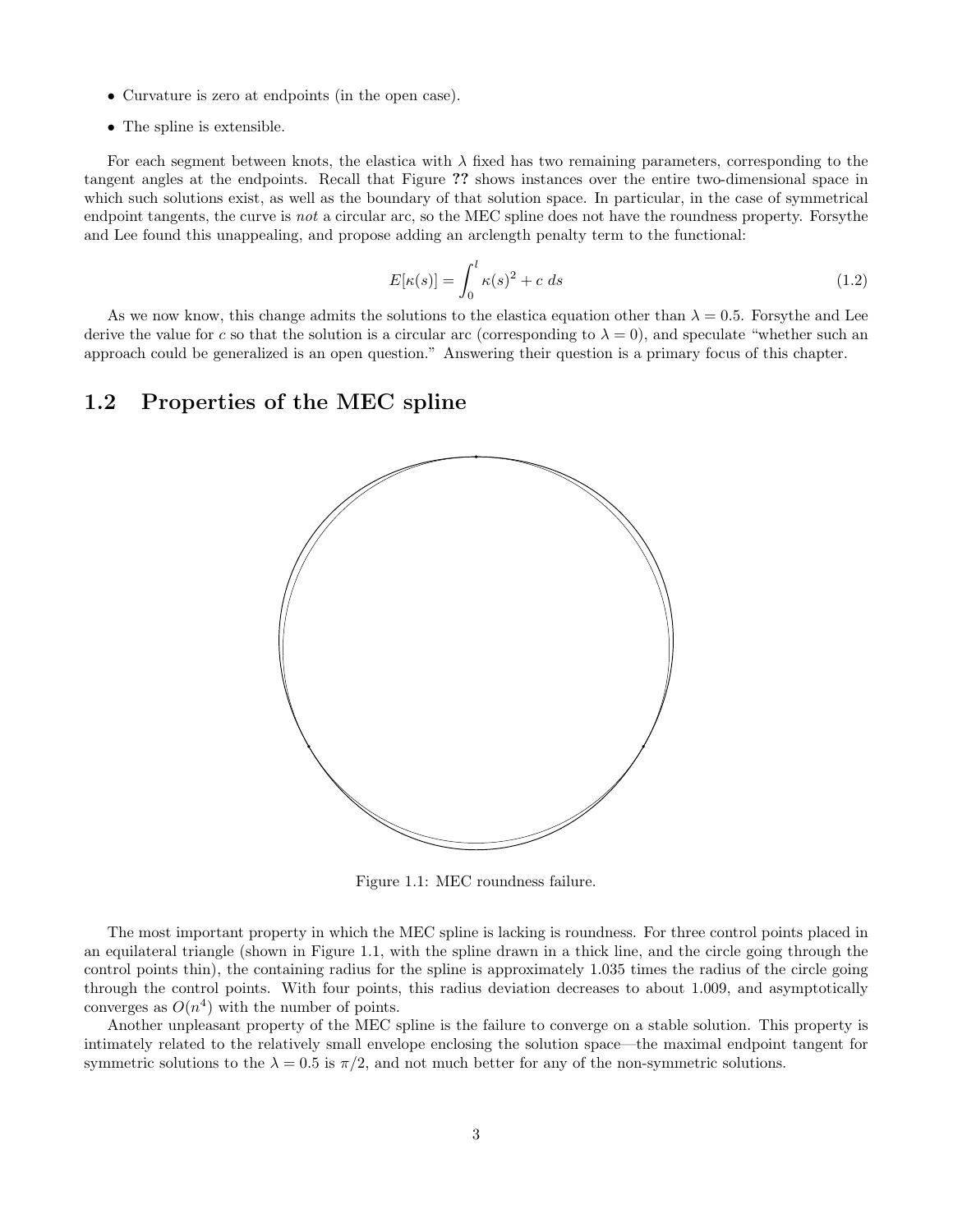- Curvature is zero at endpoints (in the open case).
- The spline is extensible.

For each segment between knots, the elastica with $\lambda$ fixed has two remaining parameters, corresponding to the tangent angles at the endpoints. Recall that Figure ?? shows instances over the entire two-dimensional space in which such solutions exist, as well as the boundary of that solution space. In particular, in the case of symmetrical endpoint tangents, the curve is *not* a circular arc, so the MEC spline does not have the roundness property. Forsythe and Lee found this unappealing, and propose adding an arclength penalty term to the functional:

$$E[\kappa(s)] = \int_0^l \kappa(s)^2 + c \; ds \tag{1.2}$$

As we now know, this change admits the solutions to the elastica equation other than $\lambda = 0.5$. Forsythe and Lee derive the value for $c$ so that the solution is a circular arc (corresponding to $\lambda = 0$), and speculate "whether such an approach could be generalized is an open question." Answering their question is a primary focus of this chapter.

## 1.2 Properties of the MEC spline

Figure 1.1: MEC roundness failure.

The most important property in which the MEC spline is lacking is roundness. For three control points placed in an equilateral triangle (shown in Figure 1.1, with the spline drawn in a thick line, and the circle going through the control points thin), the containing radius for the spline is approximately 1.035 times the radius of the circle going through the control points. With four points, this radius deviation decreases to about 1.009, and asymptotically converges as $O(n^4)$ with the number of points.

Another unpleasant property of the MEC spline is the failure to converge on a stable solution. This property is intimately related to the relatively small envelope enclosing the solution space—the maximal endpoint tangent for symmetric solutions to the $\lambda = 0.5$ is $\pi/2$, and not much better for any of the non-symmetric solutions.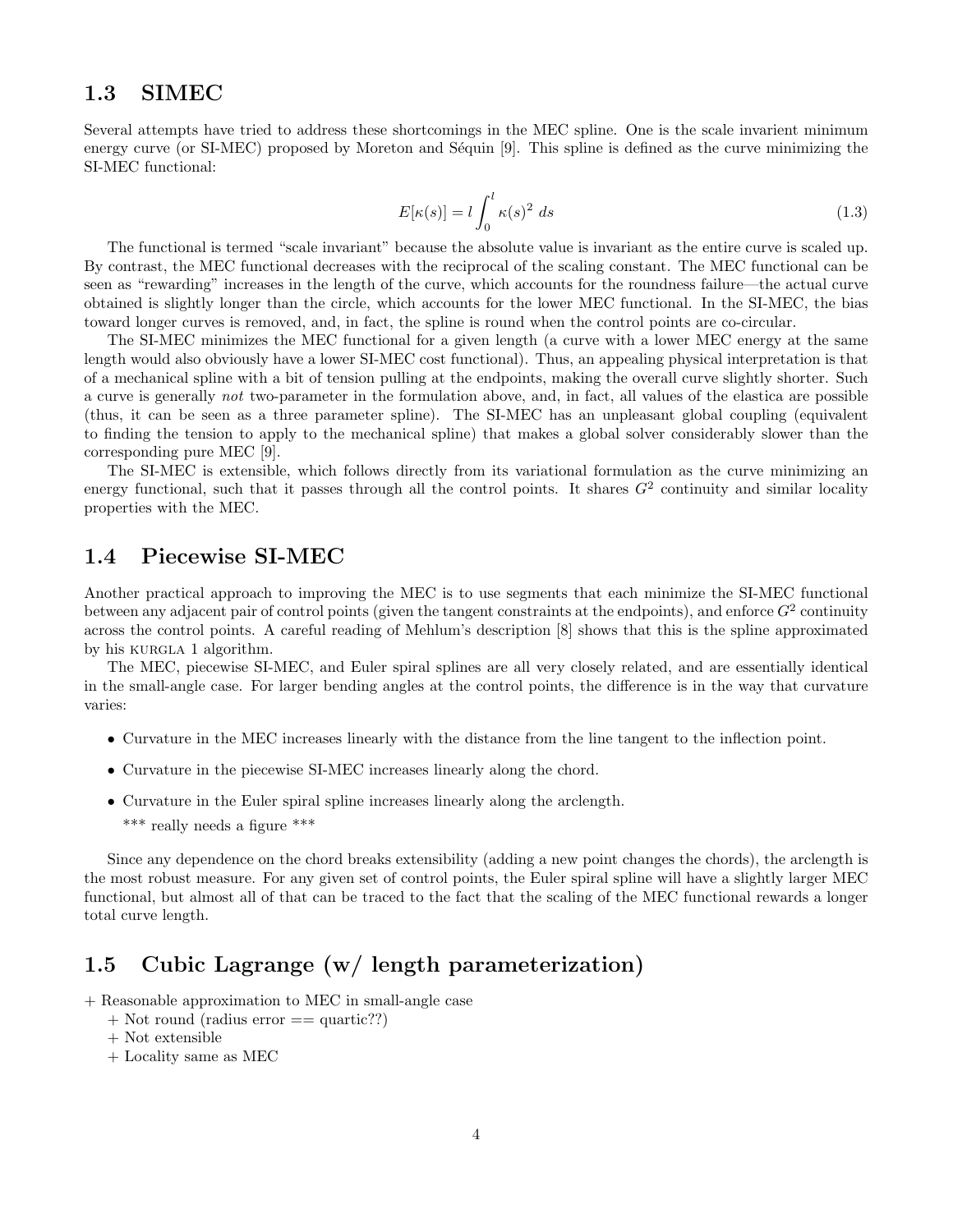## 1.3 SIMEC

Several attempts have tried to address these shortcomings in the MEC spline. One is the scale invarient minimum energy curve (or SI-MEC) proposed by Moreton and Séquin [9]. This spline is defined as the curve minimizing the SI-MEC functional:

$$E[\kappa(s)] = l \int_0^l \kappa(s)^2 \, ds \tag{1.3}$$

The functional is termed "scale invariant" because the absolute value is invariant as the entire curve is scaled up. By contrast, the MEC functional decreases with the reciprocal of the scaling constant. The MEC functional can be seen as "rewarding" increases in the length of the curve, which accounts for the roundness failure—the actual curve obtained is slightly longer than the circle, which accounts for the lower MEC functional. In the SI-MEC, the bias toward longer curves is removed, and, in fact, the spline is round when the control points are co-circular.

The SI-MEC minimizes the MEC functional for a given length (a curve with a lower MEC energy at the same length would also obviously have a lower SI-MEC cost functional). Thus, an appealing physical interpretation is that of a mechanical spline with a bit of tension pulling at the endpoints, making the overall curve slightly shorter. Such a curve is generally *not* two-parameter in the formulation above, and, in fact, all values of the elastica are possible (thus, it can be seen as a three parameter spline). The SI-MEC has an unpleasant global coupling (equivalent to finding the tension to apply to the mechanical spline) that makes a global solver considerably slower than the corresponding pure MEC [9].

The SI-MEC is extensible, which follows directly from its variational formulation as the curve minimizing an energy functional, such that it passes through all the control points. It shares $G^2$ continuity and similar locality properties with the MEC.

## 1.4 Piecewise SI-MEC

Another practical approach to improving the MEC is to use segments that each minimize the SI-MEC functional between any adjacent pair of control points (given the tangent constraints at the endpoints), and enforce $G^2$ continuity across the control points. A careful reading of Mehlum's description [8] shows that this is the spline approximated by his KURGLA 1 algorithm.

The MEC, piecewise SI-MEC, and Euler spiral splines are all very closely related, and are essentially identical in the small-angle case. For larger bending angles at the control points, the difference is in the way that curvature varies:

- Curvature in the MEC increases linearly with the distance from the line tangent to the inflection point.
- Curvature in the piecewise SI-MEC increases linearly along the chord.
- Curvature in the Euler spiral spline increases linearly along the arclength.

  *** really needs a figure ***

Since any dependence on the chord breaks extensibility (adding a new point changes the chords), the arclength is the most robust measure. For any given set of control points, the Euler spiral spline will have a slightly larger MEC functional, but almost all of that can be traced to the fact that the scaling of the MEC functional rewards a longer total curve length.

## 1.5 Cubic Lagrange (w/ length parameterization)

+ Reasonable approximation to MEC in small-angle case
  + Not round (radius error == quartic??)
  + Not extensible
  + Locality same as MEC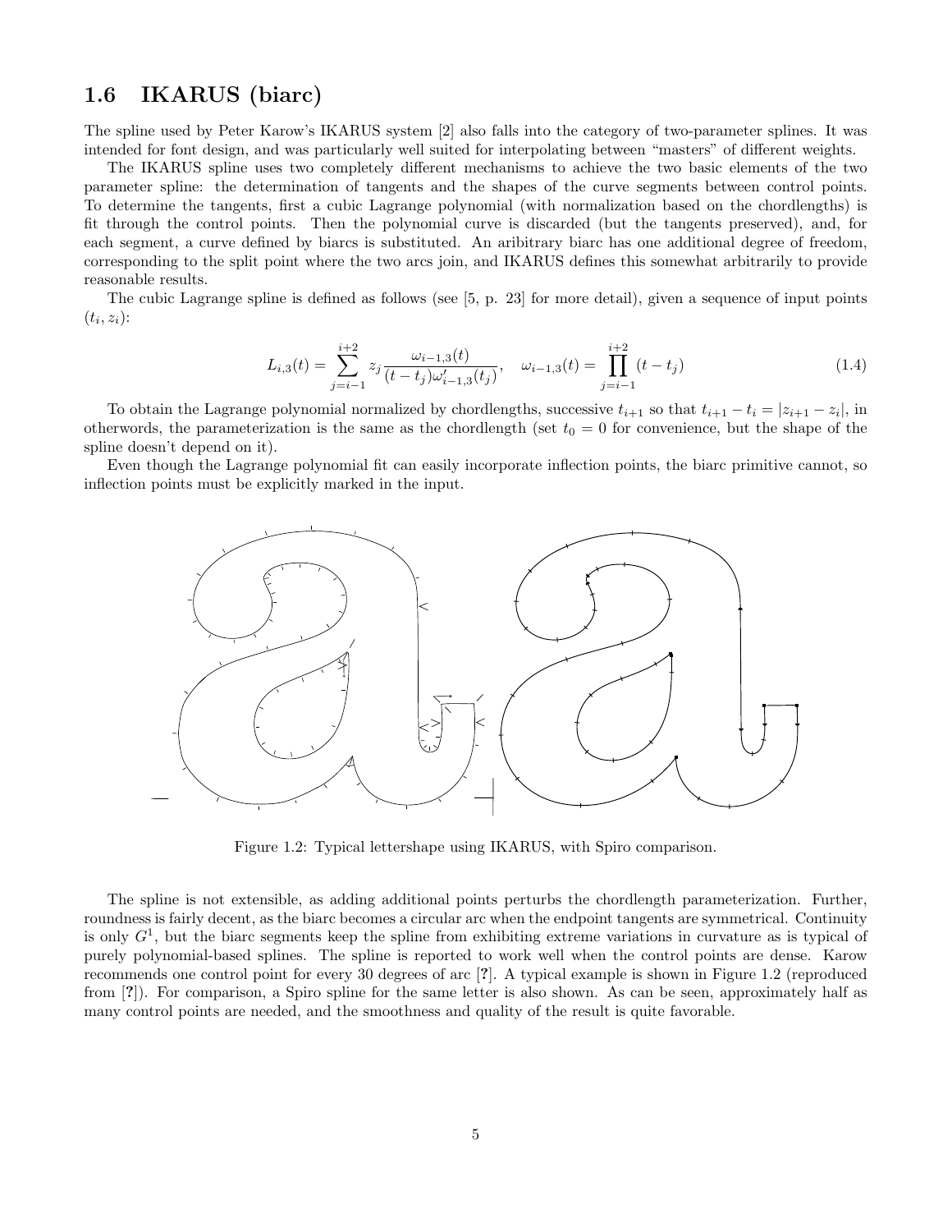## 1.6 IKARUS (biarc)

The spline used by Peter Karow's IKARUS system [2] also falls into the category of two-parameter splines. It was intended for font design, and was particularly well suited for interpolating between "masters" of different weights.

The IKARUS spline uses two completely different mechanisms to achieve the two basic elements of the two parameter spline: the determination of tangents and the shapes of the curve segments between control points. To determine the tangents, first a cubic Lagrange polynomial (with normalization based on the chordlengths) is fit through the control points. Then the polynomial curve is discarded (but the tangents preserved), and, for each segment, a curve defined by biarcs is substituted. An aribitrary biarc has one additional degree of freedom, corresponding to the split point where the two arcs join, and IKARUS defines this somewhat arbitrarily to provide reasonable results.

The cubic Lagrange spline is defined as follows (see [5, p. 23] for more detail), given a sequence of input points $(t_i, z_i)$:

$$L_{i,3}(t) = \sum_{j=i-1}^{i+2} z_j \frac{\omega_{i-1,3}(t)}{(t-t_j)\omega'_{i-1,3}(t_j)}, \quad \omega_{i-1,3}(t) = \prod_{j=i-1}^{i+2} (t - t_j) \tag{1.4}$$

To obtain the Lagrange polynomial normalized by chordlengths, successive $t_{i+1}$ so that $t_{i+1} - t_i = |z_{i+1} - z_i|$, in otherwords, the parameterization is the same as the chordlength (set $t_0 = 0$ for convenience, but the shape of the spline doesn't depend on it).

Even though the Lagrange polynomial fit can easily incorporate inflection points, the biarc primitive cannot, so inflection points must be explicitly marked in the input.

Figure 1.2: Typical lettershape using IKARUS, with Spiro comparison.

The spline is not extensible, as adding additional points perturbs the chordlength parameterization. Further, roundness is fairly decent, as the biarc becomes a circular arc when the endpoint tangents are symmetrical. Continuity is only $G^1$, but the biarc segments keep the spline from exhibiting extreme variations in curvature as is typical of purely polynomial-based splines. The spline is reported to work well when the control points are dense. Karow recommends one control point for every 30 degrees of arc [?]. A typical example is shown in Figure 1.2 (reproduced from [?]). For comparison, a Spiro spline for the same letter is also shown. As can be seen, approximately half as many control points are needed, and the smoothness and quality of the result is quite favorable.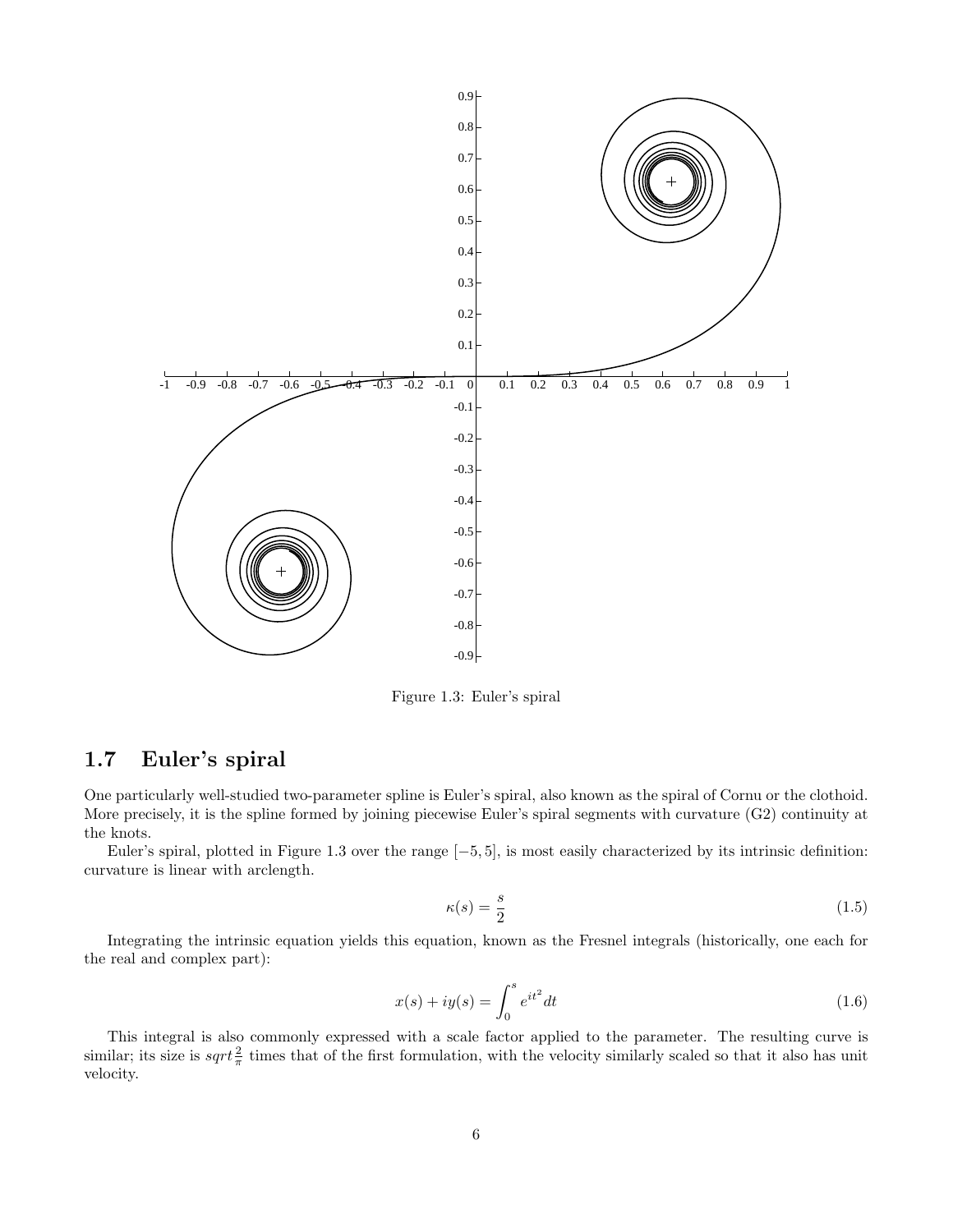Figure 1.3: Euler's spiral

## 1.7 Euler's spiral

One particularly well-studied two-parameter spline is Euler's spiral, also known as the spiral of Cornu or the clothoid. More precisely, it is the spline formed by joining piecewise Euler's spiral segments with curvature (G2) continuity at the knots.

Euler's spiral, plotted in Figure 1.3 over the range $[-5, 5]$, is most easily characterized by its intrinsic definition: curvature is linear with arclength.

$$\kappa(s) = \frac{s}{2} \tag{1.5}$$

Integrating the intrinsic equation yields this equation, known as the Fresnel integrals (historically, one each for the real and complex part):

$$x(s) + iy(s) = \int_0^s e^{it^2} dt \tag{1.6}$$

This integral is also commonly expressed with a scale factor applied to the parameter. The resulting curve is similar; its size is $sqrt\frac{2}{\pi}$ times that of the first formulation, with the velocity similarly scaled so that it also has unit velocity.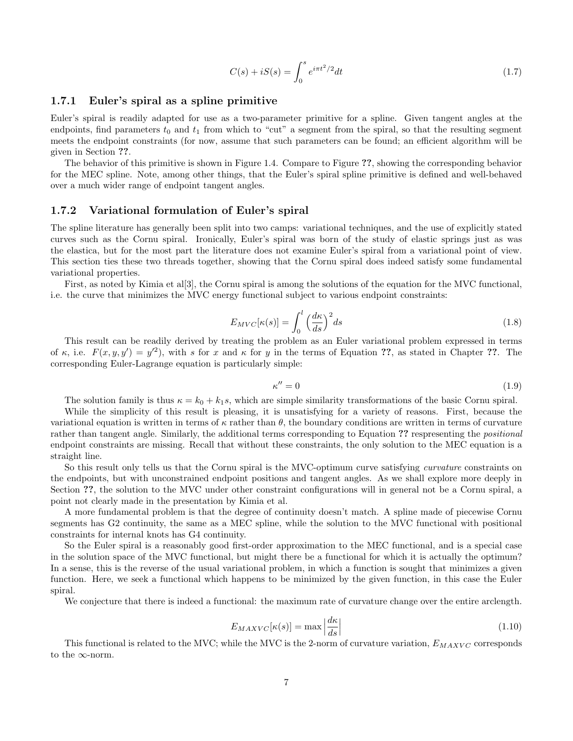$$C(s) + iS(s) = \int_0^s e^{i\pi t^2/2} dt \tag{1.7}$$

### 1.7.1 Euler's spiral as a spline primitive

Euler's spiral is readily adapted for use as a two-parameter primitive for a spline. Given tangent angles at the endpoints, find parameters $t_0$ and $t_1$ from which to "cut" a segment from the spiral, so that the resulting segment meets the endpoint constraints (for now, assume that such parameters can be found; an efficient algorithm will be given in Section **??**.

The behavior of this primitive is shown in Figure 1.4. Compare to Figure **??**, showing the corresponding behavior for the MEC spline. Note, among other things, that the Euler's spiral spline primitive is defined and well-behaved over a much wider range of endpoint tangent angles.

### 1.7.2 Variational formulation of Euler's spiral

The spline literature has generally been split into two camps: variational techniques, and the use of explicitly stated curves such as the Cornu spiral. Ironically, Euler's spiral was born of the study of elastic springs just as was the elastica, but for the most part the literature does not examine Euler's spiral from a variational point of view. This section ties these two threads together, showing that the Cornu spiral does indeed satisfy some fundamental variational properties.

First, as noted by Kimia et al[3], the Cornu spiral is among the solutions of the equation for the MVC functional, i.e. the curve that minimizes the MVC energy functional subject to various endpoint constraints:

$$E_{MVC}[\kappa(s)] = \int_0^l \left(\frac{d\kappa}{ds}\right)^2 ds \tag{1.8}$$

This result can be readily derived by treating the problem as an Euler variational problem expressed in terms of $\kappa$, i.e. $F(x, y, y') = y'^2$), with $s$ for $x$ and $\kappa$ for $y$ in the terms of Equation **??**, as stated in Chapter **??**. The corresponding Euler-Lagrange equation is particularly simple:

$$\kappa'' = 0 \tag{1.9}$$

The solution family is thus $\kappa = k_0 + k_1 s$, which are simple similarity transformations of the basic Cornu spiral.

While the simplicity of this result is pleasing, it is unsatisfying for a variety of reasons. First, because the variational equation is written in terms of $\kappa$ rather than $\theta$, the boundary conditions are written in terms of curvature rather than tangent angle. Similarly, the additional terms corresponding to Equation **??** respresenting the *positional* endpoint constraints are missing. Recall that without these constraints, the only solution to the MEC equation is a straight line.

So this result only tells us that the Cornu spiral is the MVC-optimum curve satisfying *curvature* constraints on the endpoints, but with unconstrained endpoint positions and tangent angles. As we shall explore more deeply in Section **??**, the solution to the MVC under other constraint configurations will in general not be a Cornu spiral, a point not clearly made in the presentation by Kimia et al.

A more fundamental problem is that the degree of continuity doesn't match. A spline made of piecewise Cornu segments has G2 continuity, the same as a MEC spline, while the solution to the MVC functional with positional constraints for internal knots has G4 continuity.

So the Euler spiral is a reasonably good first-order approximation to the MEC functional, and is a special case in the solution space of the MVC functional, but might there be a functional for which it is actually the optimum? In a sense, this is the reverse of the usual variational problem, in which a function is sought that minimizes a given function. Here, we seek a functional which happens to be minimized by the given function, in this case the Euler spiral.

We conjecture that there is indeed a functional: the maximum rate of curvature change over the entire arclength.

$$E_{MAXVC}[\kappa(s)] = \max \left|\frac{d\kappa}{ds}\right| \tag{1.10}$$

This functional is related to the MVC; while the MVC is the 2-norm of curvature variation, $E_{MAXVC}$ corresponds to the $\infty$-norm.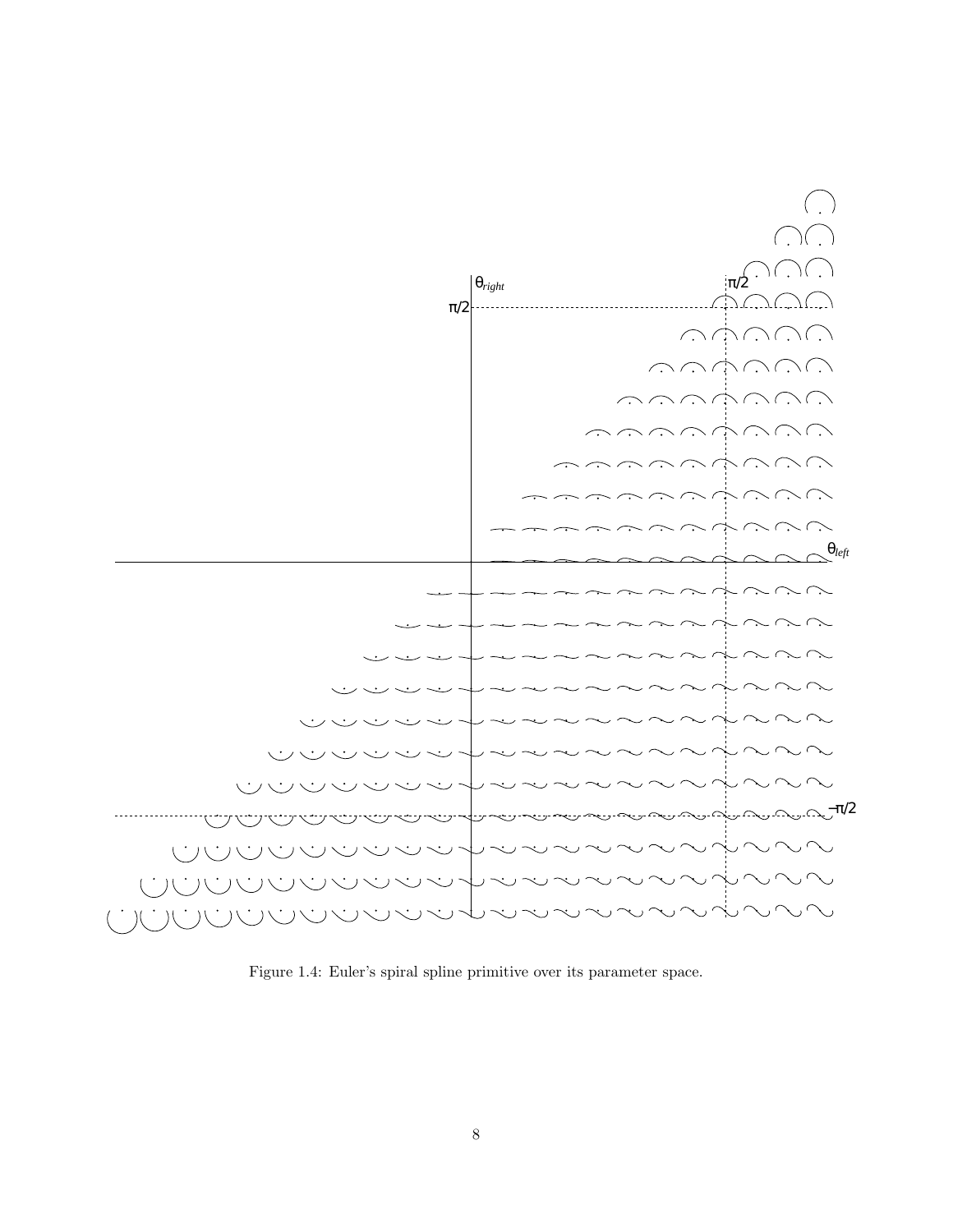Figure 1.4: Euler's spiral spline primitive over its parameter space.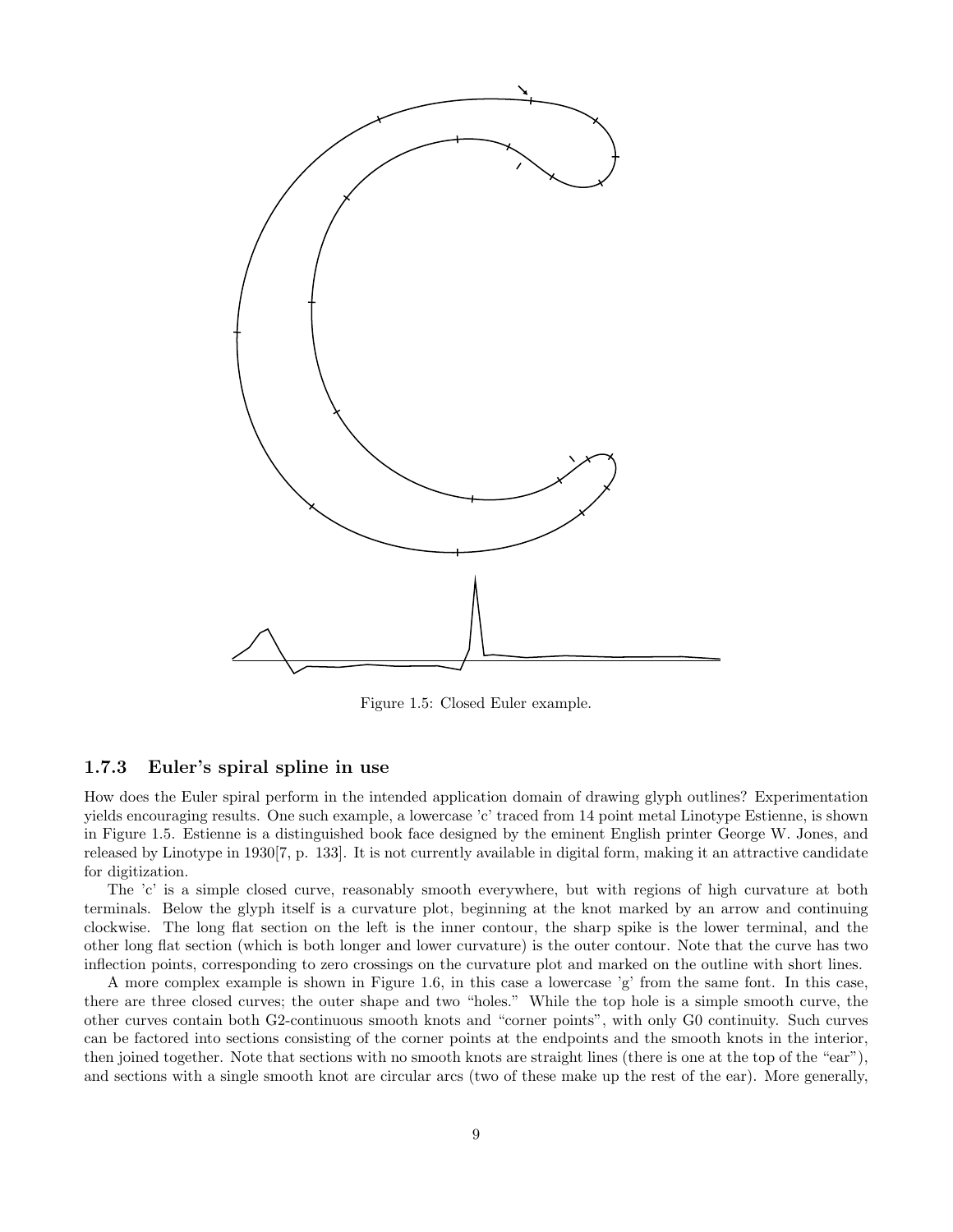Figure 1.5: Closed Euler example.

### 1.7.3 Euler's spiral spline in use

How does the Euler spiral perform in the intended application domain of drawing glyph outlines? Experimentation yields encouraging results. One such example, a lowercase 'c' traced from 14 point metal Linotype Estienne, is shown in Figure 1.5. Estienne is a distinguished book face designed by the eminent English printer George W. Jones, and released by Linotype in 1930[7, p. 133]. It is not currently available in digital form, making it an attractive candidate for digitization.

The 'c' is a simple closed curve, reasonably smooth everywhere, but with regions of high curvature at both terminals. Below the glyph itself is a curvature plot, beginning at the knot marked by an arrow and continuing clockwise. The long flat section on the left is the inner contour, the sharp spike is the lower terminal, and the other long flat section (which is both longer and lower curvature) is the outer contour. Note that the curve has two inflection points, corresponding to zero crossings on the curvature plot and marked on the outline with short lines.

A more complex example is shown in Figure 1.6, in this case a lowercase 'g' from the same font. In this case, there are three closed curves; the outer shape and two "holes." While the top hole is a simple smooth curve, the other curves contain both G2-continuous smooth knots and "corner points", with only G0 continuity. Such curves can be factored into sections consisting of the corner points at the endpoints and the smooth knots in the interior, then joined together. Note that sections with no smooth knots are straight lines (there is one at the top of the "ear"), and sections with a single smooth knot are circular arcs (two of these make up the rest of the ear). More generally,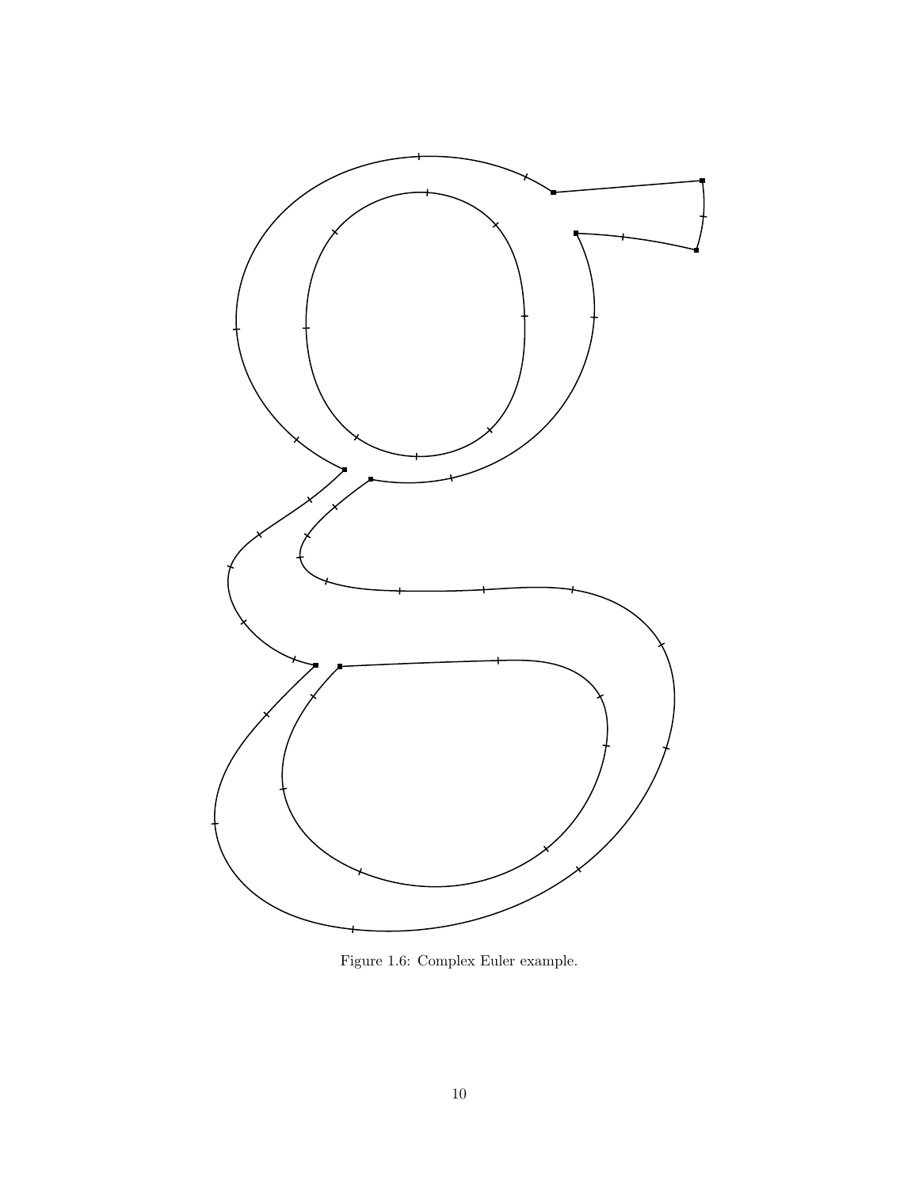Figure 1.6: Complex Euler example.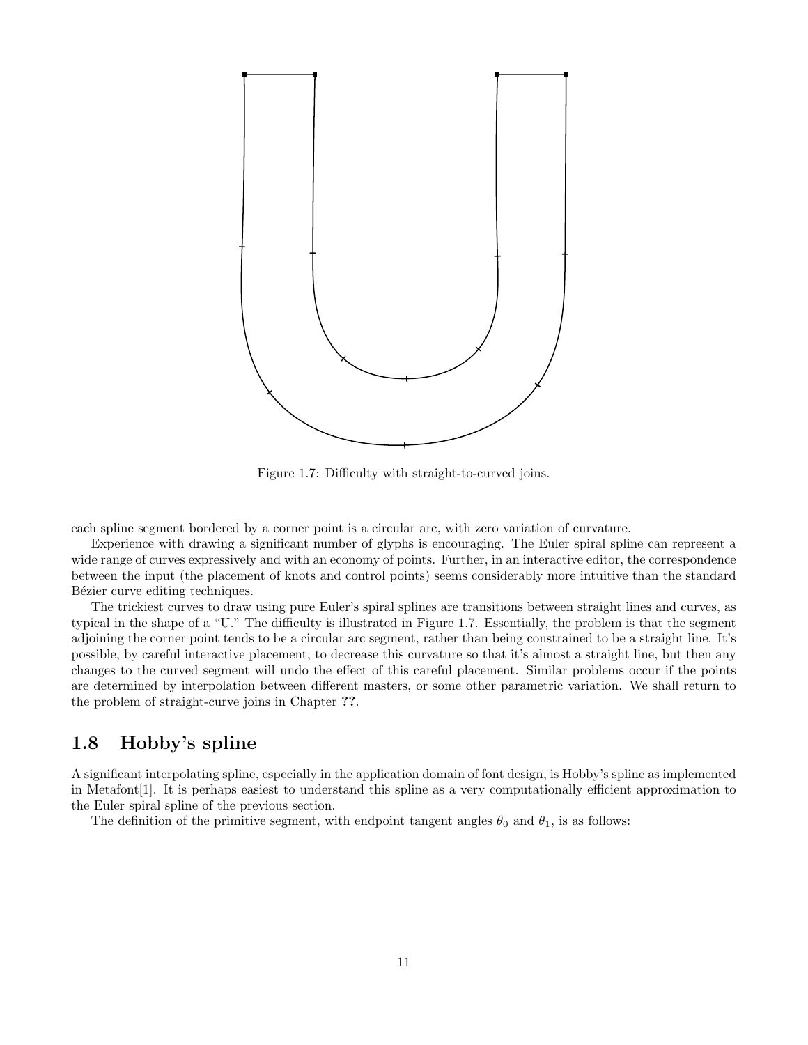Figure 1.7: Difficulty with straight-to-curved joins.

each spline segment bordered by a corner point is a circular arc, with zero variation of curvature.

Experience with drawing a significant number of glyphs is encouraging. The Euler spiral spline can represent a wide range of curves expressively and with an economy of points. Further, in an interactive editor, the correspondence between the input (the placement of knots and control points) seems considerably more intuitive than the standard Bézier curve editing techniques.

The trickiest curves to draw using pure Euler's spiral splines are transitions between straight lines and curves, as typical in the shape of a "U." The difficulty is illustrated in Figure 1.7. Essentially, the problem is that the segment adjoining the corner point tends to be a circular arc segment, rather than being constrained to be a straight line. It's possible, by careful interactive placement, to decrease this curvature so that it's almost a straight line, but then any changes to the curved segment will undo the effect of this careful placement. Similar problems occur if the points are determined by interpolation between different masters, or some other parametric variation. We shall return to the problem of straight-curve joins in Chapter **??**.

## 1.8 Hobby's spline

A significant interpolating spline, especially in the application domain of font design, is Hobby's spline as implemented in Metafont[1]. It is perhaps easiest to understand this spline as a very computationally efficient approximation to the Euler spiral spline of the previous section.

The definition of the primitive segment, with endpoint tangent angles $\theta_0$ and $\theta_1$, is as follows: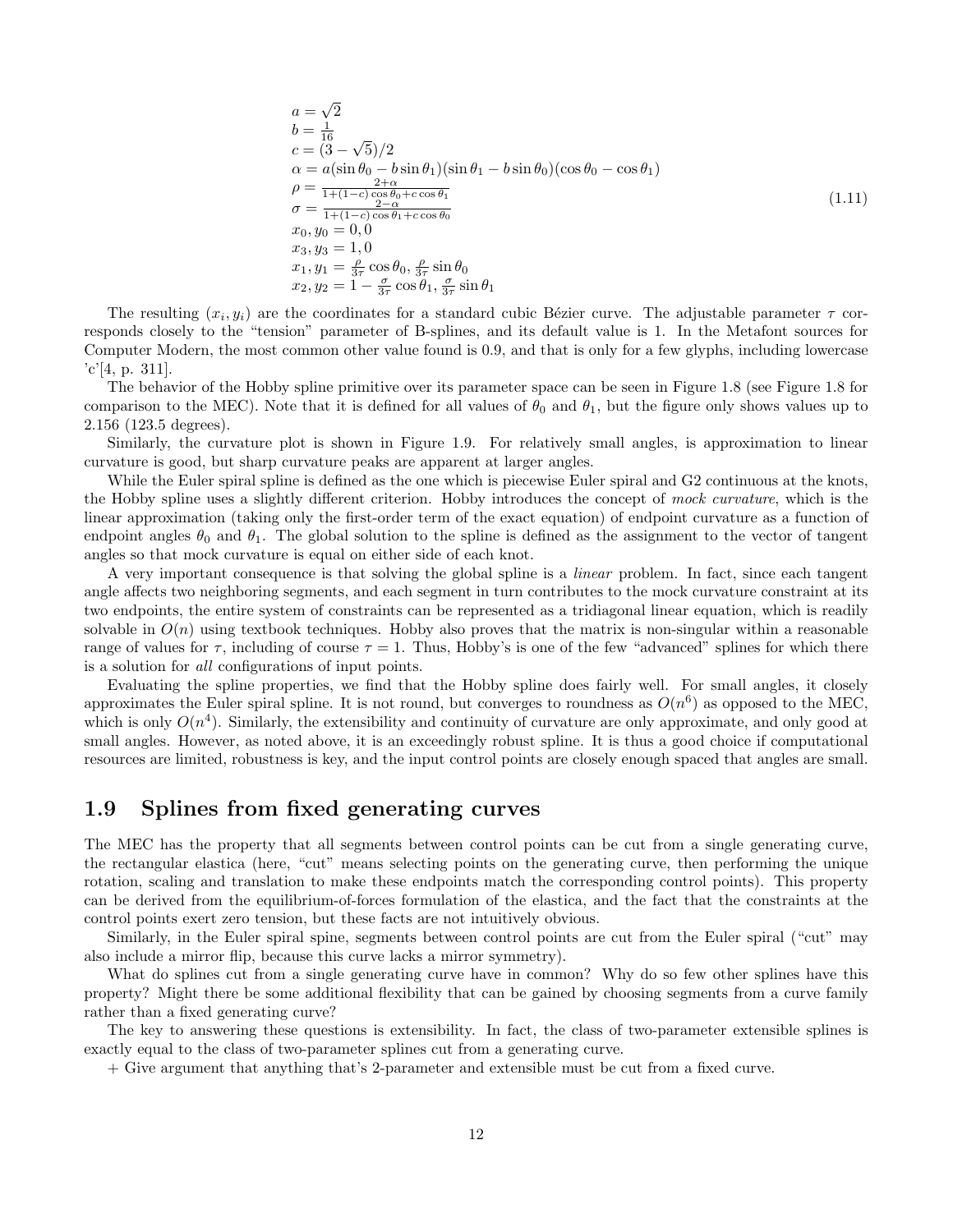$$
\begin{aligned}
&a = \sqrt{2} \\
&b = \tfrac{1}{16} \\
&c = (3 - \sqrt{5})/2 \\
&\alpha = a(\sin\theta_0 - b\sin\theta_1)(\sin\theta_1 - b\sin\theta_0)(\cos\theta_0 - \cos\theta_1) \\
&\rho = \tfrac{2+\alpha}{1+(1-c)\cos\theta_0 + c\cos\theta_1} \\
&\sigma = \tfrac{2-\alpha}{1+(1-c)\cos\theta_1 + c\cos\theta_0} \\
&x_0, y_0 = 0, 0 \\
&x_3, y_3 = 1, 0 \\
&x_1, y_1 = \tfrac{\rho}{3\tau}\cos\theta_0, \tfrac{\rho}{3\tau}\sin\theta_0 \\
&x_2, y_2 = 1 - \tfrac{\sigma}{3\tau}\cos\theta_1, \tfrac{\sigma}{3\tau}\sin\theta_1
\end{aligned}
\tag{1.11}
$$

The resulting $(x_i, y_i)$ are the coordinates for a standard cubic Bézier curve. The adjustable parameter $\tau$ corresponds closely to the "tension" parameter of B-splines, and its default value is 1. In the Metafont sources for Computer Modern, the most common other value found is 0.9, and that is only for a few glyphs, including lowercase 'c'[4, p. 311].

The behavior of the Hobby spline primitive over its parameter space can be seen in Figure 1.8 (see Figure 1.8 for comparison to the MEC). Note that it is defined for all values of $\theta_0$ and $\theta_1$, but the figure only shows values up to 2.156 (123.5 degrees).

Similarly, the curvature plot is shown in Figure 1.9. For relatively small angles, is approximation to linear curvature is good, but sharp curvature peaks are apparent at larger angles.

While the Euler spiral spline is defined as the one which is piecewise Euler spiral and G2 continuous at the knots, the Hobby spline uses a slightly different criterion. Hobby introduces the concept of *mock curvature*, which is the linear approximation (taking only the first-order term of the exact equation) of endpoint curvature as a function of endpoint angles $\theta_0$ and $\theta_1$. The global solution to the spline is defined as the assignment to the vector of tangent angles so that mock curvature is equal on either side of each knot.

A very important consequence is that solving the global spline is a *linear* problem. In fact, since each tangent angle affects two neighboring segments, and each segment in turn contributes to the mock curvature constraint at its two endpoints, the entire system of constraints can be represented as a tridiagonal linear equation, which is readily solvable in $O(n)$ using textbook techniques. Hobby also proves that the matrix is non-singular within a reasonable range of values for $\tau$, including of course $\tau = 1$. Thus, Hobby's is one of the few "advanced" splines for which there is a solution for *all* configurations of input points.

Evaluating the spline properties, we find that the Hobby spline does fairly well. For small angles, it closely approximates the Euler spiral spline. It is not round, but converges to roundness as $O(n^6)$ as opposed to the MEC, which is only $O(n^4)$. Similarly, the extensibility and continuity of curvature are only approximate, and only good at small angles. However, as noted above, it is an exceedingly robust spline. It is thus a good choice if computational resources are limited, robustness is key, and the input control points are closely enough spaced that angles are small.

## 1.9 Splines from fixed generating curves

The MEC has the property that all segments between control points can be cut from a single generating curve, the rectangular elastica (here, "cut" means selecting points on the generating curve, then performing the unique rotation, scaling and translation to make these endpoints match the corresponding control points). This property can be derived from the equilibrium-of-forces formulation of the elastica, and the fact that the constraints at the control points exert zero tension, but these facts are not intuitively obvious.

Similarly, in the Euler spiral spine, segments between control points are cut from the Euler spiral ("cut" may also include a mirror flip, because this curve lacks a mirror symmetry).

What do splines cut from a single generating curve have in common? Why do so few other splines have this property? Might there be some additional flexibility that can be gained by choosing segments from a curve family rather than a fixed generating curve?

The key to answering these questions is extensibility. In fact, the class of two-parameter extensible splines is exactly equal to the class of two-parameter splines cut from a generating curve.

+ Give argument that anything that's 2-parameter and extensible must be cut from a fixed curve.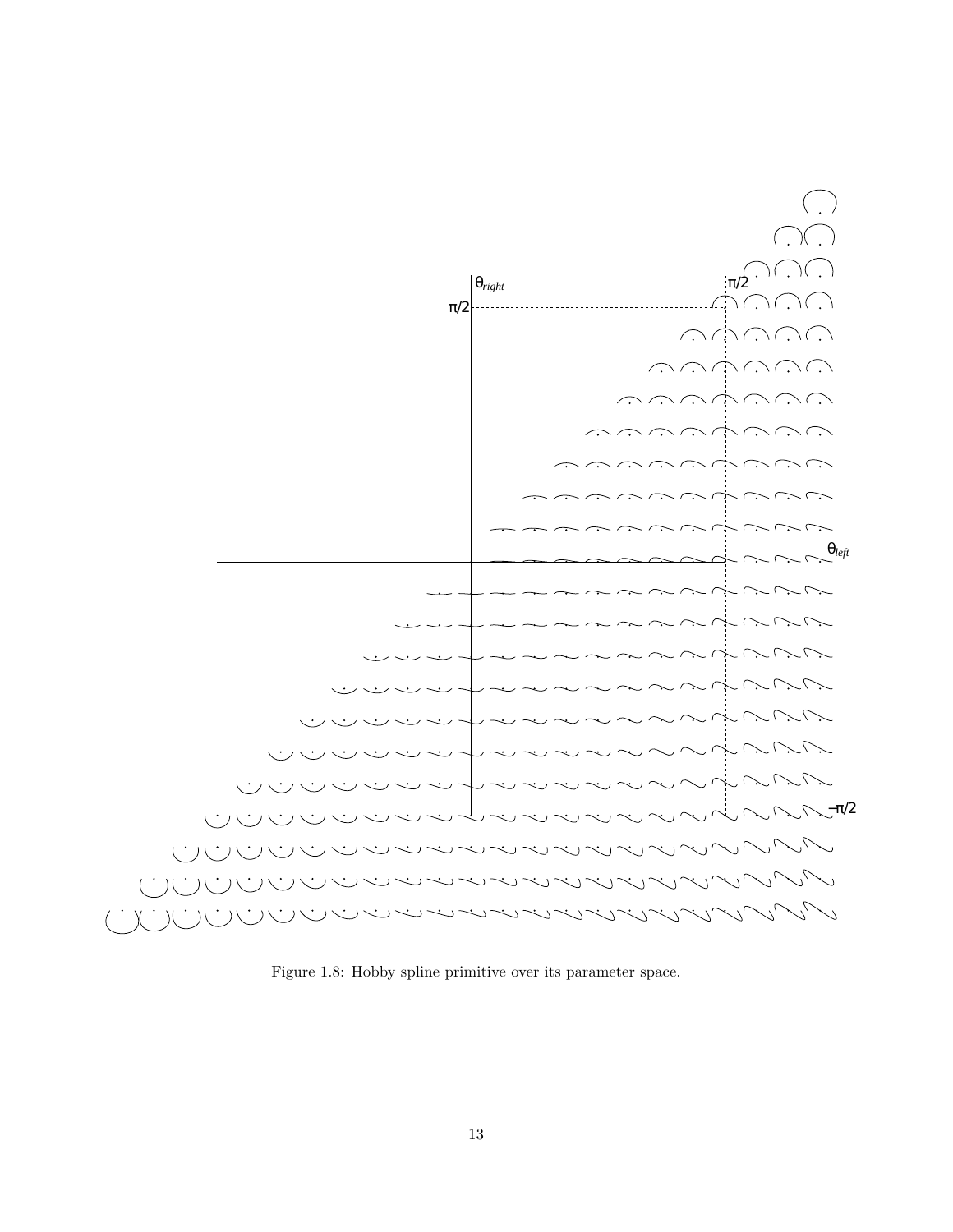Figure 1.8: Hobby spline primitive over its parameter space.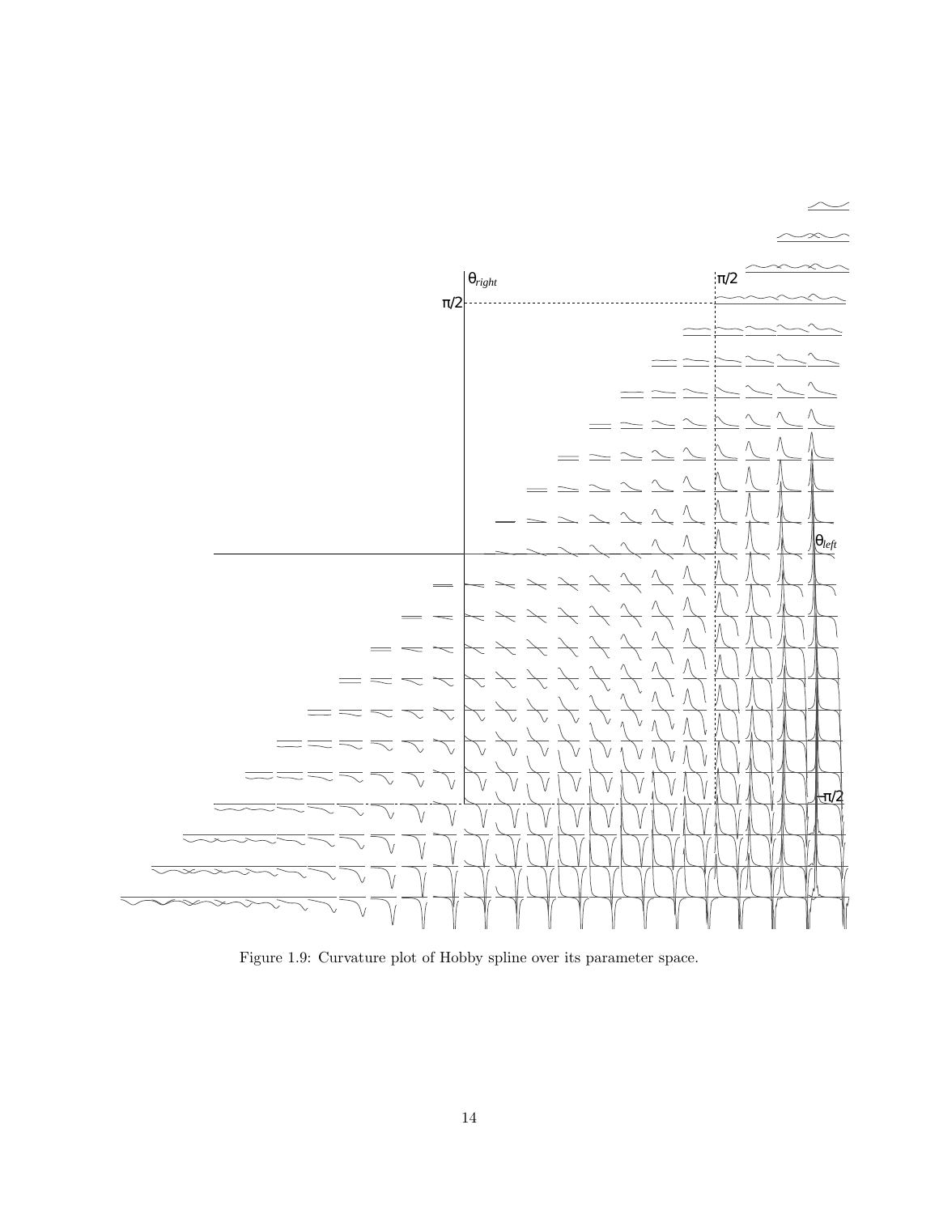Figure 1.9: Curvature plot of Hobby spline over its parameter space.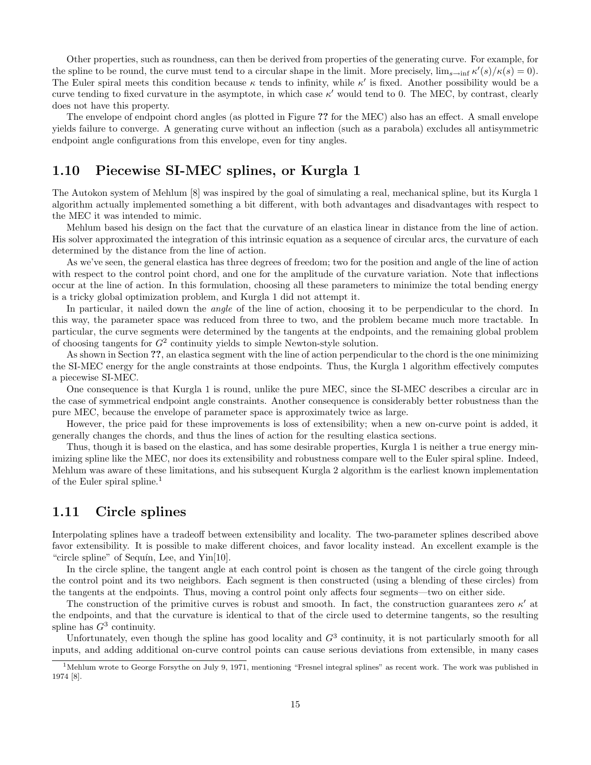Other properties, such as roundness, can then be derived from properties of the generating curve. For example, for the spline to be round, the curve must tend to a circular shape in the limit. More precisely, $\lim_{s \to \inf} \kappa'(s)/\kappa(s) = 0$). The Euler spiral meets this condition because $\kappa$ tends to infinity, while $\kappa'$ is fixed. Another possibility would be a curve tending to fixed curvature in the asymptote, in which case $\kappa'$ would tend to 0. The MEC, by contrast, clearly does not have this property.

The envelope of endpoint chord angles (as plotted in Figure ?? for the MEC) also has an effect. A small envelope yields failure to converge. A generating curve without an inflection (such as a parabola) excludes all antisymmetric endpoint angle configurations from this envelope, even for tiny angles.

## 1.10 Piecewise SI-MEC splines, or Kurgla 1

The Autokon system of Mehlum [8] was inspired by the goal of simulating a real, mechanical spline, but its Kurgla 1 algorithm actually implemented something a bit different, with both advantages and disadvantages with respect to the MEC it was intended to mimic.

Mehlum based his design on the fact that the curvature of an elastica linear in distance from the line of action. His solver approximated the integration of this intrinsic equation as a sequence of circular arcs, the curvature of each determined by the distance from the line of action.

As we've seen, the general elastica has three degrees of freedom; two for the position and angle of the line of action with respect to the control point chord, and one for the amplitude of the curvature variation. Note that inflections occur at the line of action. In this formulation, choosing all these parameters to minimize the total bending energy is a tricky global optimization problem, and Kurgla 1 did not attempt it.

In particular, it nailed down the *angle* of the line of action, choosing it to be perpendicular to the chord. In this way, the parameter space was reduced from three to two, and the problem became much more tractable. In particular, the curve segments were determined by the tangents at the endpoints, and the remaining global problem of choosing tangents for $G^2$ continuity yields to simple Newton-style solution.

As shown in Section ??, an elastica segment with the line of action perpendicular to the chord is the one minimizing the SI-MEC energy for the angle constraints at those endpoints. Thus, the Kurgla 1 algorithm effectively computes a piecewise SI-MEC.

One consequence is that Kurgla 1 is round, unlike the pure MEC, since the SI-MEC describes a circular arc in the case of symmetrical endpoint angle constraints. Another consequence is considerably better robustness than the pure MEC, because the envelope of parameter space is approximately twice as large.

However, the price paid for these improvements is loss of extensibility; when a new on-curve point is added, it generally changes the chords, and thus the lines of action for the resulting elastica sections.

Thus, though it is based on the elastica, and has some desirable properties, Kurgla 1 is neither a true energy minimizing spline like the MEC, nor does its extensibility and robustness compare well to the Euler spiral spline. Indeed, Mehlum was aware of these limitations, and his subsequent Kurgla 2 algorithm is the earliest known implementation of the Euler spiral spline.[1]

## 1.11 Circle splines

Interpolating splines have a tradeoff between extensibility and locality. The two-parameter splines described above favor extensibility. It is possible to make different choices, and favor locality instead. An excellent example is the "circle spline" of Sequín, Lee, and Yin[10].

In the circle spline, the tangent angle at each control point is chosen as the tangent of the circle going through the control point and its two neighbors. Each segment is then constructed (using a blending of these circles) from the tangents at the endpoints. Thus, moving a control point only affects four segments—two on either side.

The construction of the primitive curves is robust and smooth. In fact, the construction guarantees zero $\kappa'$ at the endpoints, and that the curvature is identical to that of the circle used to determine tangents, so the resulting spline has $G^3$ continuity.

Unfortunately, even though the spline has good locality and $G^3$ continuity, it is not particularly smooth for all inputs, and adding additional on-curve control points can cause serious deviations from extensible, in many cases

[1] Mehlum wrote to George Forsythe on July 9, 1971, mentioning "Fresnel integral splines" as recent work. The work was published in 1974 [8].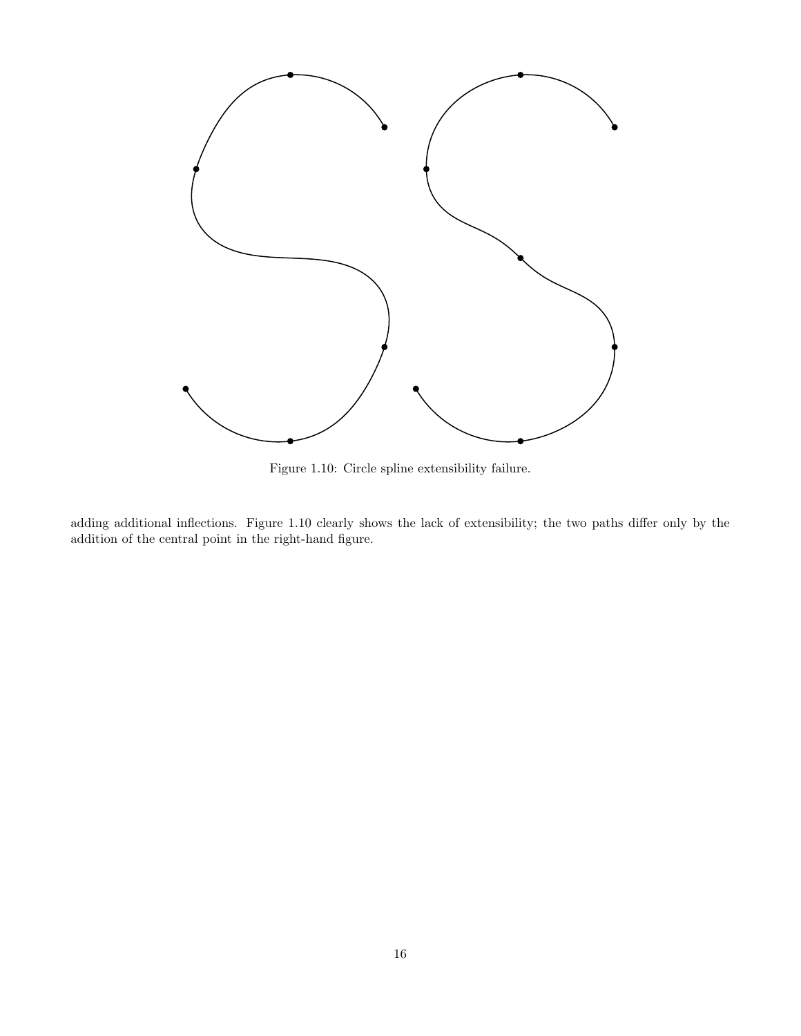Figure 1.10: Circle spline extensibility failure.

adding additional inflections. Figure 1.10 clearly shows the lack of extensibility; the two paths differ only by the addition of the central point in the right-hand figure.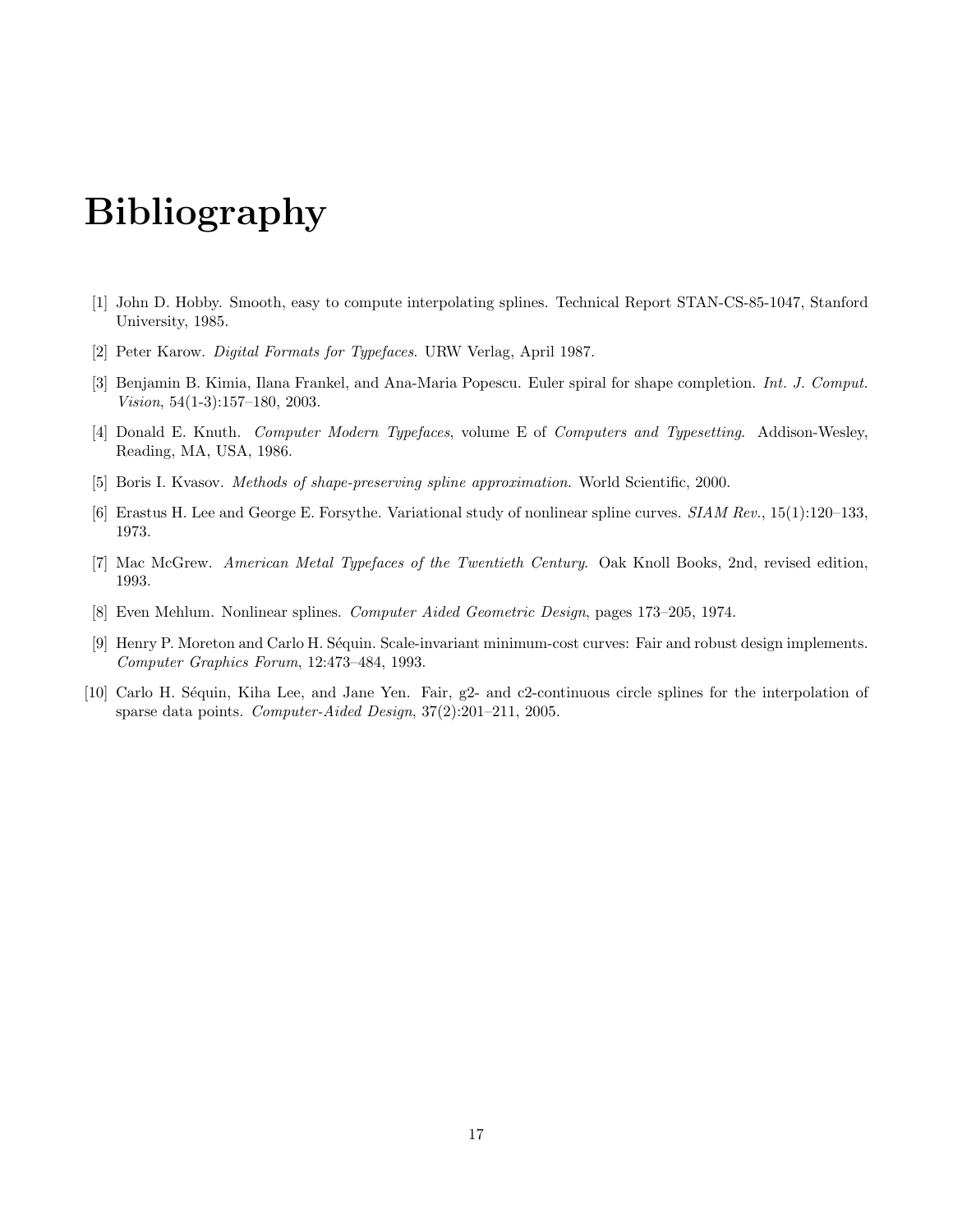# Bibliography

[1] John D. Hobby. Smooth, easy to compute interpolating splines. Technical Report STAN-CS-85-1047, Stanford University, 1985.

[2] Peter Karow. *Digital Formats for Typefaces*. URW Verlag, April 1987.

[3] Benjamin B. Kimia, Ilana Frankel, and Ana-Maria Popescu. Euler spiral for shape completion. *Int. J. Comput. Vision*, 54(1-3):157–180, 2003.

[4] Donald E. Knuth. *Computer Modern Typefaces*, volume E of *Computers and Typesetting*. Addison-Wesley, Reading, MA, USA, 1986.

[5] Boris I. Kvasov. *Methods of shape-preserving spline approximation*. World Scientific, 2000.

[6] Erastus H. Lee and George E. Forsythe. Variational study of nonlinear spline curves. *SIAM Rev.*, 15(1):120–133, 1973.

[7] Mac McGrew. *American Metal Typefaces of the Twentieth Century*. Oak Knoll Books, 2nd, revised edition, 1993.

[8] Even Mehlum. Nonlinear splines. *Computer Aided Geometric Design*, pages 173–205, 1974.

[9] Henry P. Moreton and Carlo H. Séquin. Scale-invariant minimum-cost curves: Fair and robust design implements. *Computer Graphics Forum*, 12:473–484, 1993.

[10] Carlo H. Séquin, Kiha Lee, and Jane Yen. Fair, g2- and c2-continuous circle splines for the interpolation of sparse data points. *Computer-Aided Design*, 37(2):201–211, 2005.